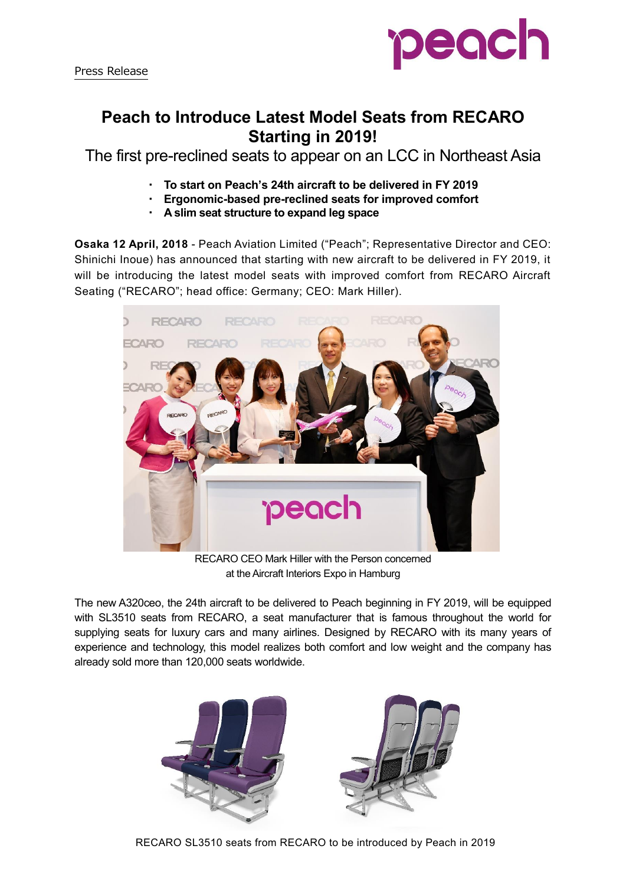Press Release

# Peach to Introduce Latest Model Seats from RECARO Starting in 2019!

## The first pre-reclined seats to appear on an LCC in Northeast Asia

- **To start on Peach's 24th aircraft to be delivered in FY 2019**
- **Ergonomic-based pre-reclined seats for improved comfort**
- **A slim seat structure to expand leg space**

**Osaka 12 April, 2018** - Peach Aviation Limited ("Peach"; Representative Director and CEO: Shinichi Inoue) has announced that starting with new aircraft to be delivered in FY 2019, it will be introducing the latest model seats with improved comfort from RECARO Aircraft Seating ("RECARO"; head office: Germany; CEO: Mark Hiller).

RECARO CEO Mark Hiller with the Person concerned at the Aircraft Interiors Expo in Hamburg

The new A320ceo, the 24th aircraft to be delivered to Peach beginning in FY 2019, will be equipped with SL3510 seats from RECARO, a seat manufacturer that is famous throughout the world for supplying seats for luxury cars and many airlines. Designed by RECARO with its many years of experience and technology, this model realizes both comfort and low weight and the company has already sold more than 120,000 seats worldwide.

RECARO SL3510 seats from RECARO to be introduced by Peach in 2019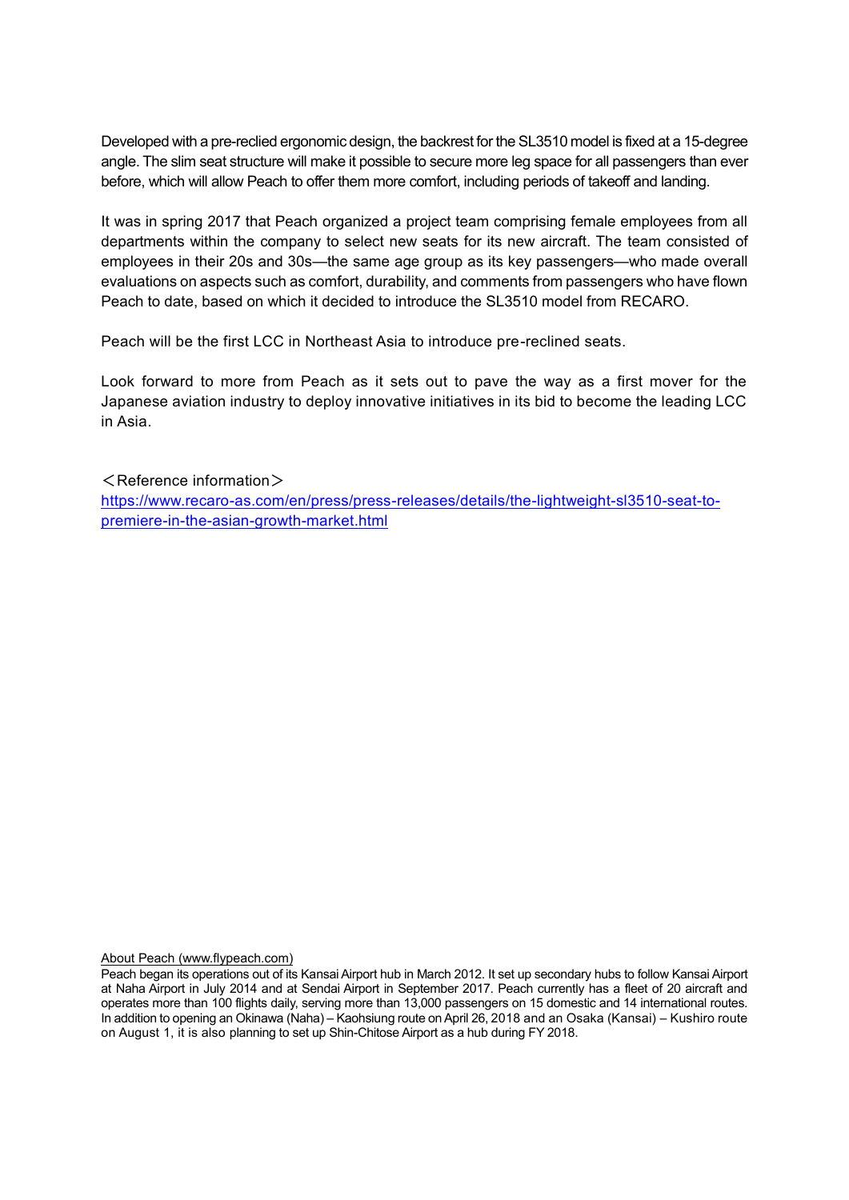Developed with a pre-reclied ergonomic design, the backrest for the SL3510 model is fixed at a 15-degree angle. The slim seat structure will make it possible to secure more leg space for all passengers than ever before, which will allow Peach to offer them more comfort, including periods of takeoff and landing.

It was in spring 2017 that Peach organized a project team comprising female employees from all departments within the company to select new seats for its new aircraft. The team consisted of employees in their 20s and 30s—the same age group as its key passengers—who made overall evaluations on aspects such as comfort, durability, and comments from passengers who have flown Peach to date, based on which it decided to introduce the SL3510 model from RECARO.

Peach will be the first LCC in Northeast Asia to introduce pre-reclined seats.

Look forward to more from Peach as it sets out to pave the way as a first mover for the Japanese aviation industry to deploy innovative initiatives in its bid to become the leading LCC in Asia.

＜Reference information＞
https://www.recaro-as.com/en/press/press-releases/details/the-lightweight-sl3510-seat-to-premiere-in-the-asian-growth-market.html

About Peach (www.flypeach.com)
Peach began its operations out of its Kansai Airport hub in March 2012. It set up secondary hubs to follow Kansai Airport at Naha Airport in July 2014 and at Sendai Airport in September 2017. Peach currently has a fleet of 20 aircraft and operates more than 100 flights daily, serving more than 13,000 passengers on 15 domestic and 14 international routes. In addition to opening an Okinawa (Naha) – Kaohsiung route on April 26, 2018 and an Osaka (Kansai) – Kushiro route on August 1, it is also planning to set up Shin-Chitose Airport as a hub during FY 2018.